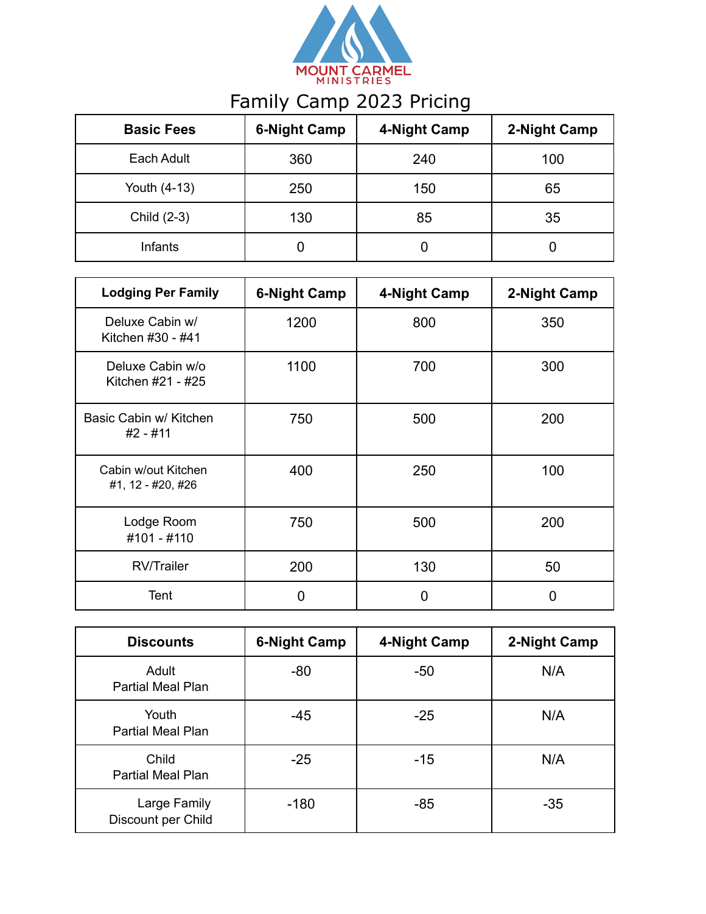MOUNT CARMEL MINISTRIES

# Family Camp 2023 Pricing

| Basic Fees | 6-Night Camp | 4-Night Camp | 2-Night Camp |
|---|---|---|---|
| Each Adult | 360 | 240 | 100 |
| Youth (4-13) | 250 | 150 | 65 |
| Child (2-3) | 130 | 85 | 35 |
| Infants | 0 | 0 | 0 |

| Lodging Per Family | 6-Night Camp | 4-Night Camp | 2-Night Camp |
|---|---|---|---|
| Deluxe Cabin w/ Kitchen #30 - #41 | 1200 | 800 | 350 |
| Deluxe Cabin w/o Kitchen #21 - #25 | 1100 | 700 | 300 |
| Basic Cabin w/ Kitchen #2 - #11 | 750 | 500 | 200 |
| Cabin w/out Kitchen #1, 12 - #20, #26 | 400 | 250 | 100 |
| Lodge Room #101 - #110 | 750 | 500 | 200 |
| RV/Trailer | 200 | 130 | 50 |
| Tent | 0 | 0 | 0 |

| Discounts | 6-Night Camp | 4-Night Camp | 2-Night Camp |
|---|---|---|---|
| Adult Partial Meal Plan | -80 | -50 | N/A |
| Youth Partial Meal Plan | -45 | -25 | N/A |
| Child Partial Meal Plan | -25 | -15 | N/A |
| Large Family Discount per Child | -180 | -85 | -35 |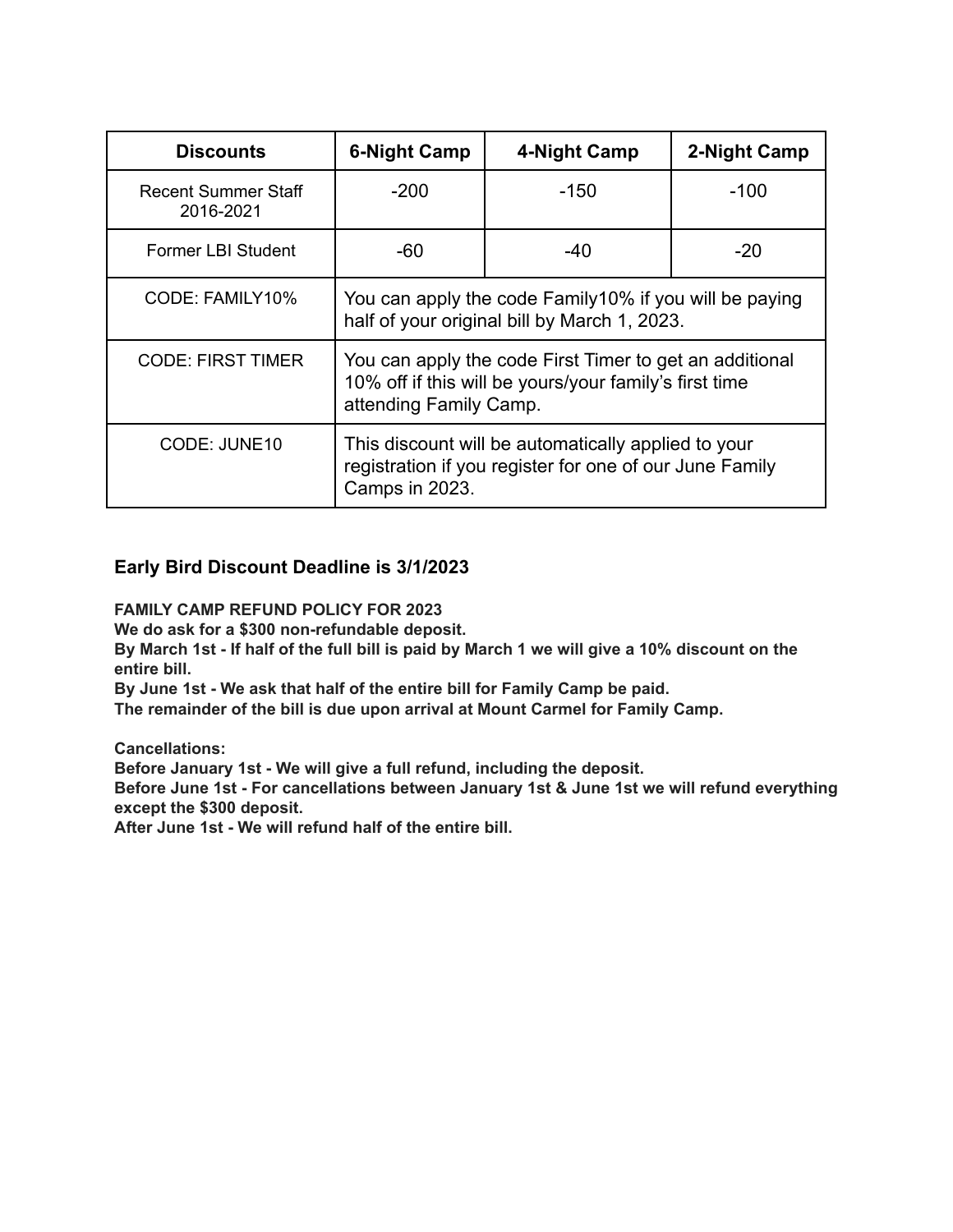| Discounts | 6-Night Camp | 4-Night Camp | 2-Night Camp |
|---|---|---|---|
| Recent Summer Staff 2016-2021 | -200 | -150 | -100 |
| Former LBI Student | -60 | -40 | -20 |
| CODE: FAMILY10% | You can apply the code Family10% if you will be paying half of your original bill by March 1, 2023. | | |
| CODE: FIRST TIMER | You can apply the code First Timer to get an additional 10% off if this will be yours/your family's first time attending Family Camp. | | |
| CODE: JUNE10 | This discount will be automatically applied to your registration if you register for one of our June Family Camps in 2023. | | |

### Early Bird Discount Deadline is 3/1/2023

**FAMILY CAMP REFUND POLICY FOR 2023**
**We do ask for a $300 non-refundable deposit.**
**By March 1st - If half of the full bill is paid by March 1 we will give a 10% discount on the entire bill.**
**By June 1st - We ask that half of the entire bill for Family Camp be paid.**
**The remainder of the bill is due upon arrival at Mount Carmel for Family Camp.**

**Cancellations:**
**Before January 1st - We will give a full refund, including the deposit.**
**Before June 1st - For cancellations between January 1st & June 1st we will refund everything except the $300 deposit.**
**After June 1st - We will refund half of the entire bill.**